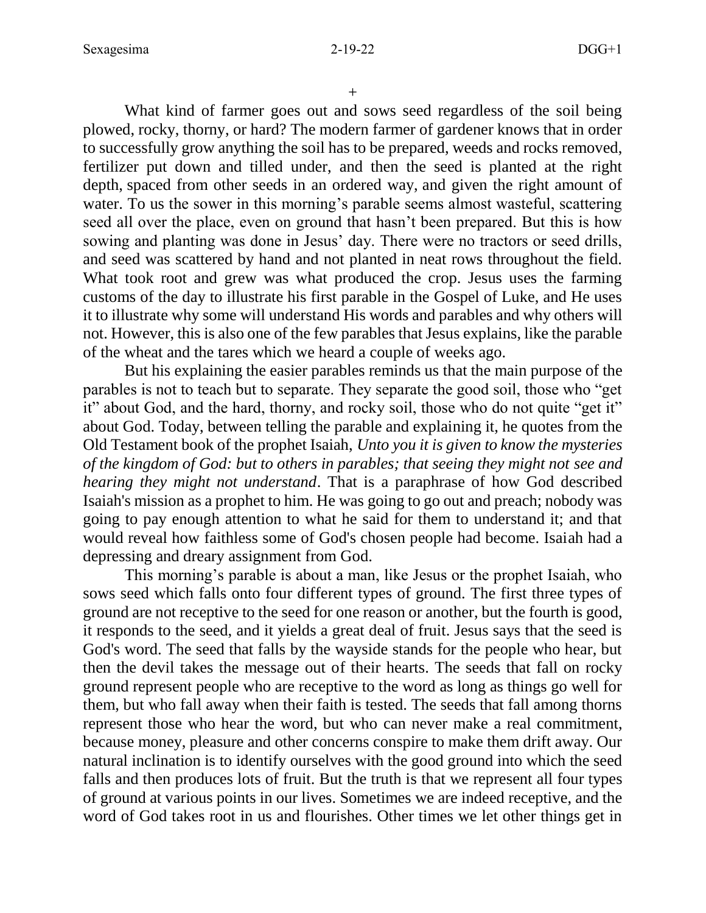+

What kind of farmer goes out and sows seed regardless of the soil being plowed, rocky, thorny, or hard? The modern farmer of gardener knows that in order to successfully grow anything the soil has to be prepared, weeds and rocks removed, fertilizer put down and tilled under, and then the seed is planted at the right depth, spaced from other seeds in an ordered way, and given the right amount of water. To us the sower in this morning's parable seems almost wasteful, scattering seed all over the place, even on ground that hasn't been prepared. But this is how sowing and planting was done in Jesus' day. There were no tractors or seed drills, and seed was scattered by hand and not planted in neat rows throughout the field. What took root and grew was what produced the crop. Jesus uses the farming customs of the day to illustrate his first parable in the Gospel of Luke, and He uses it to illustrate why some will understand His words and parables and why others will not. However, this is also one of the few parables that Jesus explains, like the parable of the wheat and the tares which we heard a couple of weeks ago.

But his explaining the easier parables reminds us that the main purpose of the parables is not to teach but to separate. They separate the good soil, those who "get it" about God, and the hard, thorny, and rocky soil, those who do not quite "get it" about God. Today, between telling the parable and explaining it, he quotes from the Old Testament book of the prophet Isaiah, *Unto you it is given to know the mysteries of the kingdom of God: but to others in parables; that seeing they might not see and hearing they might not understand*. That is a paraphrase of how God described Isaiah's mission as a prophet to him. He was going to go out and preach; nobody was going to pay enough attention to what he said for them to understand it; and that would reveal how faithless some of God's chosen people had become. Isaiah had a depressing and dreary assignment from God.

This morning's parable is about a man, like Jesus or the prophet Isaiah, who sows seed which falls onto four different types of ground. The first three types of ground are not receptive to the seed for one reason or another, but the fourth is good, it responds to the seed, and it yields a great deal of fruit. Jesus says that the seed is God's word. The seed that falls by the wayside stands for the people who hear, but then the devil takes the message out of their hearts. The seeds that fall on rocky ground represent people who are receptive to the word as long as things go well for them, but who fall away when their faith is tested. The seeds that fall among thorns represent those who hear the word, but who can never make a real commitment, because money, pleasure and other concerns conspire to make them drift away. Our natural inclination is to identify ourselves with the good ground into which the seed falls and then produces lots of fruit. But the truth is that we represent all four types of ground at various points in our lives. Sometimes we are indeed receptive, and the word of God takes root in us and flourishes. Other times we let other things get in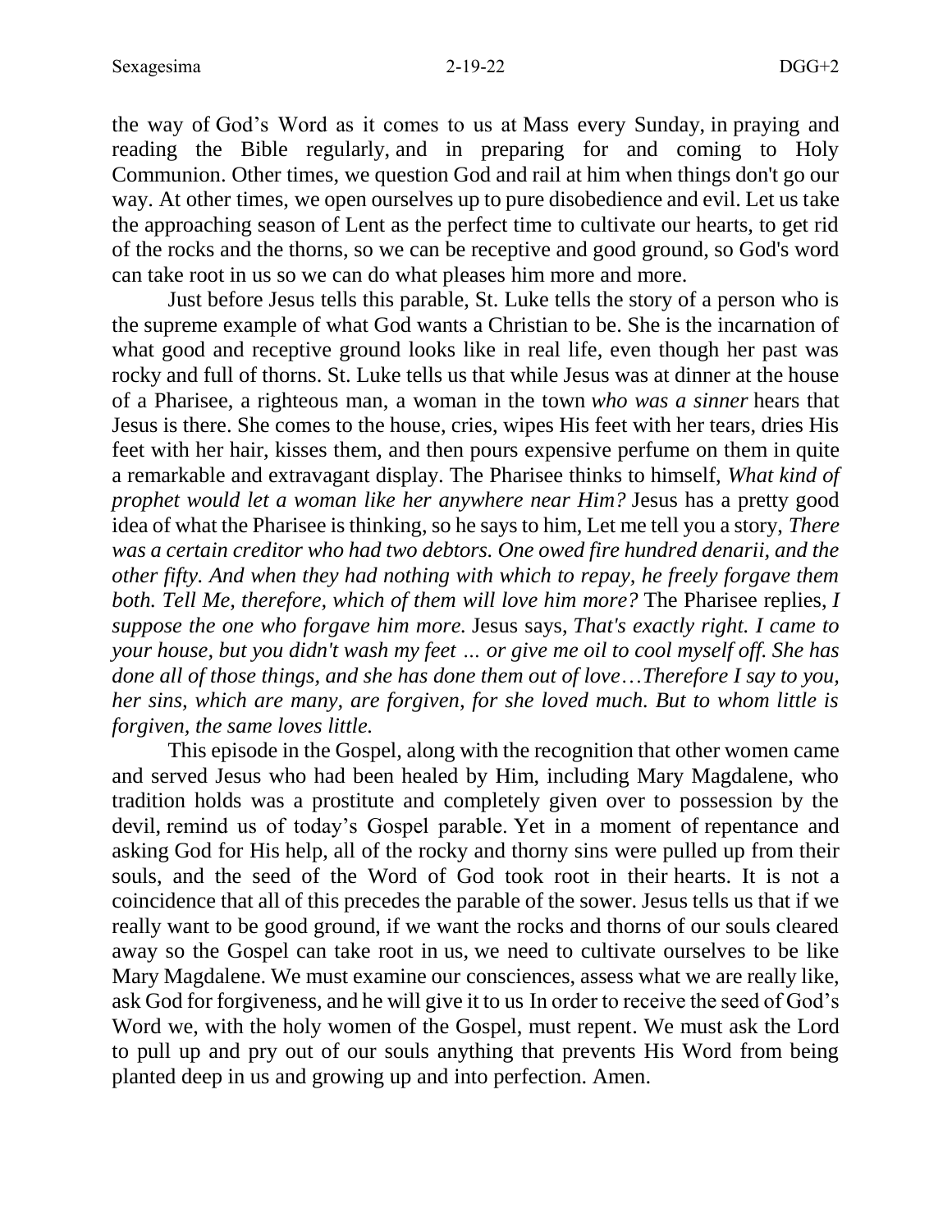the way of God's Word as it comes to us at Mass every Sunday, in praying and reading the Bible regularly, and in preparing for and coming to Holy Communion. Other times, we question God and rail at him when things don't go our way. At other times, we open ourselves up to pure disobedience and evil. Let us take the approaching season of Lent as the perfect time to cultivate our hearts, to get rid of the rocks and the thorns, so we can be receptive and good ground, so God's word can take root in us so we can do what pleases him more and more.

Just before Jesus tells this parable, St. Luke tells the story of a person who is the supreme example of what God wants a Christian to be. She is the incarnation of what good and receptive ground looks like in real life, even though her past was rocky and full of thorns. St. Luke tells us that while Jesus was at dinner at the house of a Pharisee, a righteous man, a woman in the town *who was a sinner* hears that Jesus is there. She comes to the house, cries, wipes His feet with her tears, dries His feet with her hair, kisses them, and then pours expensive perfume on them in quite a remarkable and extravagant display. The Pharisee thinks to himself, *What kind of prophet would let a woman like her anywhere near Him?* Jesus has a pretty good idea of what the Pharisee is thinking, so he says to him, Let me tell you a story, *There was a certain creditor who had two debtors. One owed fire hundred denarii, and the other fifty. And when they had nothing with which to repay, he freely forgave them both. Tell Me, therefore, which of them will love him more?* The Pharisee replies, *I suppose the one who forgave him more.* Jesus says, *That's exactly right. I came to your house, but you didn't wash my feet … or give me oil to cool myself off. She has done all of those things, and she has done them out of love…Therefore I say to you, her sins, which are many, are forgiven, for she loved much. But to whom little is forgiven, the same loves little.*

This episode in the Gospel, along with the recognition that other women came and served Jesus who had been healed by Him, including Mary Magdalene, who tradition holds was a prostitute and completely given over to possession by the devil, remind us of today's Gospel parable. Yet in a moment of repentance and asking God for His help, all of the rocky and thorny sins were pulled up from their souls, and the seed of the Word of God took root in their hearts. It is not a coincidence that all of this precedes the parable of the sower. Jesus tells us that if we really want to be good ground, if we want the rocks and thorns of our souls cleared away so the Gospel can take root in us, we need to cultivate ourselves to be like Mary Magdalene. We must examine our consciences, assess what we are really like, ask God for forgiveness, and he will give it to us In order to receive the seed of God's Word we, with the holy women of the Gospel, must repent. We must ask the Lord to pull up and pry out of our souls anything that prevents His Word from being planted deep in us and growing up and into perfection. Amen.